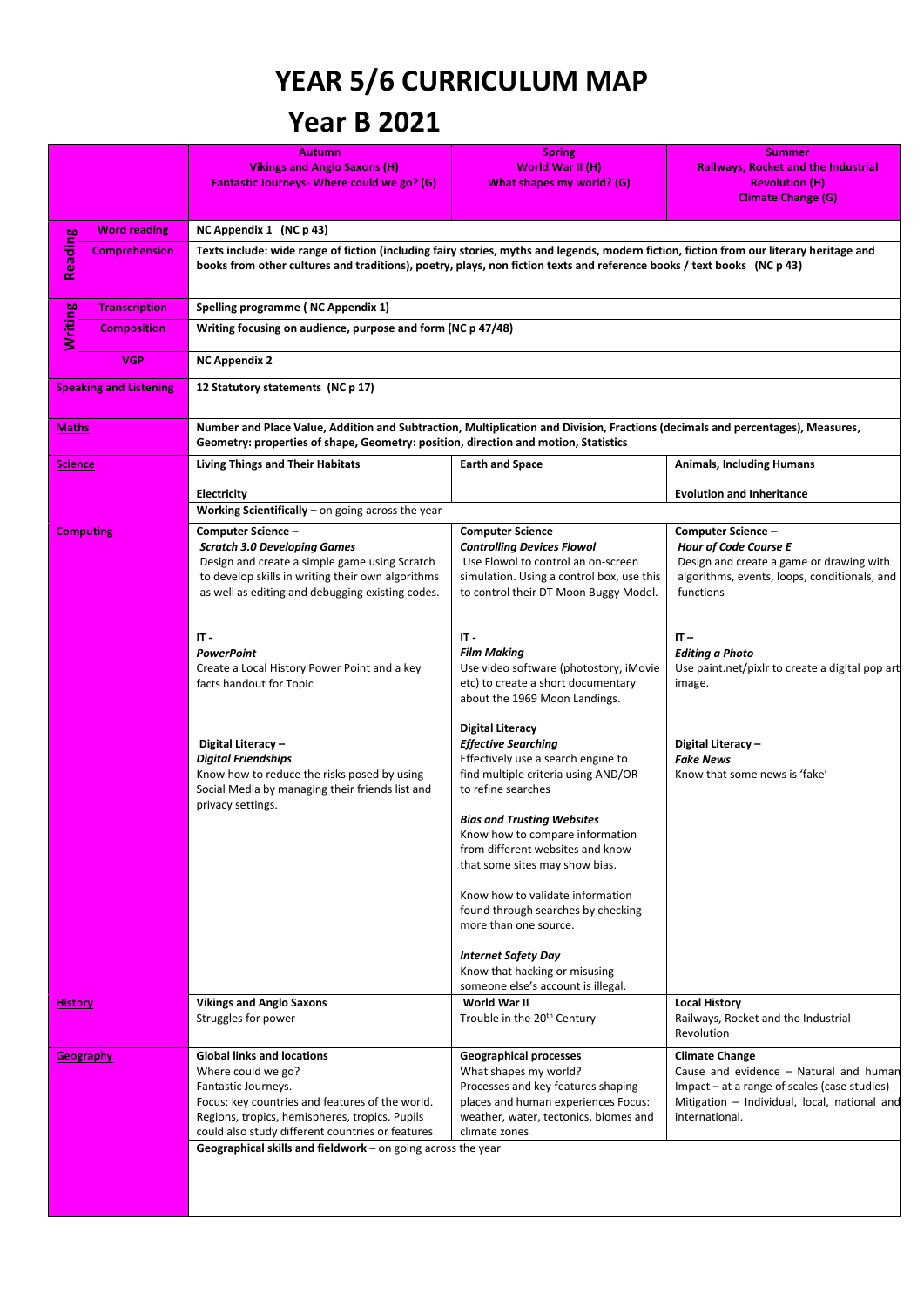# YEAR 5/6 CURRICULUM MAP

# Year B 2021

| | | Autumn<br>Vikings and Anglo Saxons (H)<br>Fantastic Journeys- Where could we go? (G) | Spring<br>World War II (H)<br>What shapes my world? (G) | Summer<br>Railways, Rocket and the Industrial Revolution (H)<br>Climate Change (G) |
|---|---|---|---|---|
| Reading | Word reading | NC Appendix 1 (NC p 43) | | |
| | Comprehension | Texts include: wide range of fiction (including fairy stories, myths and legends, modern fiction, fiction from our literary heritage and books from other cultures and traditions), poetry, plays, non fiction texts and reference books / text books (NC p 43) | | |
| Writing | Transcription | Spelling programme ( NC Appendix 1) | | |
| | Composition | Writing focusing on audience, purpose and form (NC p 47/48) | | |
| | VGP | NC Appendix 2 | | |
| Speaking and Listening | | 12 Statutory statements (NC p 17) | | |
| Maths | | Number and Place Value, Addition and Subtraction, Multiplication and Division, Fractions (decimals and percentages), Measures, Geometry: properties of shape, Geometry: position, direction and motion, Statistics | | |
| Science | | **Living Things and Their Habitats**<br><br>**Electricity** | **Earth and Space** | **Animals, Including Humans**<br><br>**Evolution and Inheritance** |
| | | **Working Scientifically –** on going across the year | | |
| Computing | | **Computer Science –**<br>***Scratch 3.0 Developing Games***<br>Design and create a simple game using Scratch to develop skills in writing their own algorithms as well as editing and debugging existing codes.<br><br>**IT -**<br>***PowerPoint***<br>Create a Local History Power Point and a key facts handout for Topic<br><br>**Digital Literacy –**<br>***Digital Friendships***<br>Know how to reduce the risks posed by using Social Media by managing their friends list and privacy settings. | **Computer Science**<br>***Controlling Devices Flowol***<br>Use Flowol to control an on-screen simulation. Using a control box, use this to control their DT Moon Buggy Model.<br><br>**IT -**<br>***Film Making***<br>Use video software (photostory, iMovie etc) to create a short documentary about the 1969 Moon Landings.<br><br>**Digital Literacy**<br>***Effective Searching***<br>Effectively use a search engine to find multiple criteria using AND/OR to refine searches<br><br>***Bias and Trusting Websites***<br>Know how to compare information from different websites and know that some sites may show bias.<br><br>Know how to validate information found through searches by checking more than one source.<br><br>***Internet Safety Day***<br>Know that hacking or misusing someone else's account is illegal. | **Computer Science –**<br>***Hour of Code Course E***<br>Design and create a game or drawing with algorithms, events, loops, conditionals, and functions<br><br>**IT –**<br>***Editing a Photo***<br>Use paint.net/pixlr to create a digital pop art image.<br><br>**Digital Literacy –**<br>***Fake News***<br>Know that some news is 'fake' |
| History | | **Vikings and Anglo Saxons**<br>Struggles for power | **World War II**<br>Trouble in the 20th Century | **Local History**<br>Railways, Rocket and the Industrial Revolution |
| Geography | | **Global links and locations**<br>Where could we go?<br>Fantastic Journeys.<br>Focus: key countries and features of the world. Regions, tropics, hemispheres, tropics. Pupils could also study different countries or features | **Geographical processes**<br>What shapes my world?<br>Processes and key features shaping places and human experiences Focus: weather, water, tectonics, biomes and climate zones | **Climate Change**<br>Cause and evidence – Natural and human<br>Impact – at a range of scales (case studies)<br>Mitigation – Individual, local, national and international. |
| | | **Geographical skills and fieldwork –** on going across the year | | |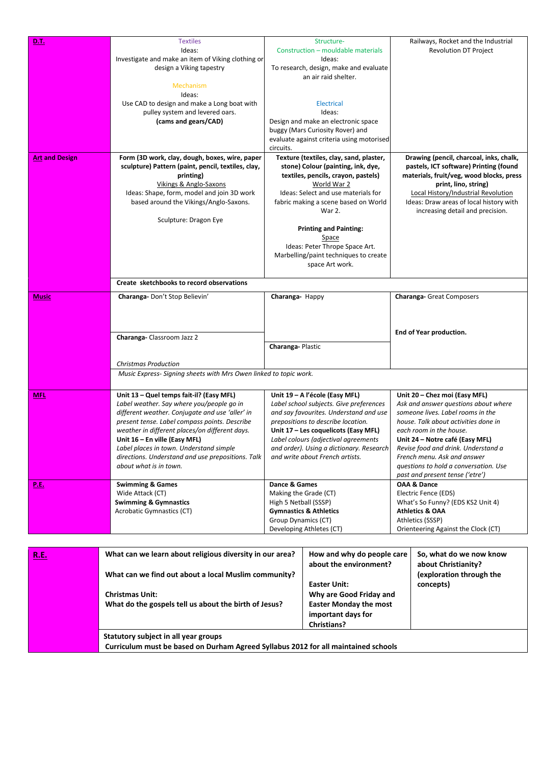| | | | |
|---|---|---|---|
| **D.T.** | Textiles<br>Ideas:<br>Investigate and make an item of Viking clothing or design a Viking tapestry<br><br>Mechanism<br>Ideas:<br>Use CAD to design and make a Long boat with pulley system and levered oars.<br>**(cams and gears/CAD)** | Structure-<br>Construction – mouldable materials<br>Ideas:<br>To research, design, make and evaluate an air raid shelter.<br><br>Electrical<br>Ideas:<br>Design and make an electronic space buggy (Mars Curiosity Rover) and evaluate against criteria using motorised circuits. | Railways, Rocket and the Industrial Revolution DT Project |
| **Art and Design** | **Form (3D work, clay, dough, boxes, wire, paper sculpture) Pattern (paint, pencil, textiles, clay, printing)**<br>Vikings & Anglo-Saxons<br>Ideas: Shape, form, model and join 3D work based around the Vikings/Anglo-Saxons.<br><br>Sculpture: Dragon Eye | **Texture (textiles, clay, sand, plaster, stone) Colour (painting, ink, dye, textiles, pencils, crayon, pastels)**<br>World War 2<br>Ideas: Select and use materials for fabric making a scene based on World War 2.<br><br>**Printing and Painting:**<br>Space<br>Ideas: Peter Thrope Space Art.<br>Marbelling/paint techniques to create space Art work. | **Drawing (pencil, charcoal, inks, chalk, pastels, ICT software) Printing (found materials, fruit/veg, wood blocks, press print, lino, string)**<br>Local History/Industrial Revolution<br>Ideas: Draw areas of local history with increasing detail and precision. |
| | **Create sketchbooks to record observations** | | |
| **Music** | **Charanga-** Don't Stop Believin'<br><br>**Charanga-** Classroom Jazz 2<br><br>*Christmas Production* | **Charanga-** Happy<br><br>**Charanga-** Plastic | **Charanga-** Great Composers<br><br>**End of Year production.** |
| | *Music Express- Signing sheets with Mrs Owen linked to topic work.* | | |
| **MFL** | **Unit 13 – Quel temps fait-il? (Easy MFL)**<br>*Label weather. Say where you/people go in different weather. Conjugate and use 'aller' in present tense. Label compass points. Describe weather in different places/on different days.*<br>**Unit 16 – En ville (Easy MFL)**<br>*Label places in town. Understand simple directions. Understand and use prepositions. Talk about what is in town.* | **Unit 19 – A l'école (Easy MFL)**<br>*Label school subjects. Give preferences and say favourites. Understand and use prepositions to describe location.*<br>**Unit 17 – Les couleurs (Easy MFL)**<br>*Label colours (adjectival agreements and order). Using a dictionary. Research and write about French artists.* | **Unit 20 – Chez moi (Easy MFL)**<br>*Ask and answer questions about where someone lives. Label rooms in the house. Talk about activities done in each room in the house.*<br>**Unit 24 – Notre café (Easy MFL)**<br>*Revise food and drink. Understand a French menu. Ask and answer questions to hold a conversation. Use past and present tense ('etre')* |
| **P.E.** | **Swimming & Games**<br>Wide Attack (CT)<br>**Swimming & Gymnastics**<br>Acrobatic Gymnastics (CT) | **Dance & Games**<br>Making the Grade (CT)<br>High 5 Netball (SSSP)<br>**Gymnastics & Athletics**<br>Group Dynamics (CT)<br>Developing Athletes (CT) | **OAA & Dance**<br>Electric Fence (EDS)<br>What's So Funny? (EDS KS2 Unit 4)<br>**Athletics & OAA**<br>Athletics (SSSP)<br>Orienteering Against the Clock (CT) |

| | | | |
|---|---|---|---|
| **R.E.** | **What can we learn about religious diversity in our area?**<br><br>**What can we find out about a local Muslim community?**<br><br>**Christmas Unit:**<br>**What do the gospels tell us about the birth of Jesus?** | **How and why do people care about the environment?**<br><br>**Easter Unit:**<br>**Why are Good Friday and Easter Monday the most important days for Christians?** | **So, what do we now know about Christianity? (exploration through the concepts)** |
| | **Statutory subject in all year groups**<br>**Curriculum must be based on Durham Agreed Syllabus 2012 for all maintained schools** | | |